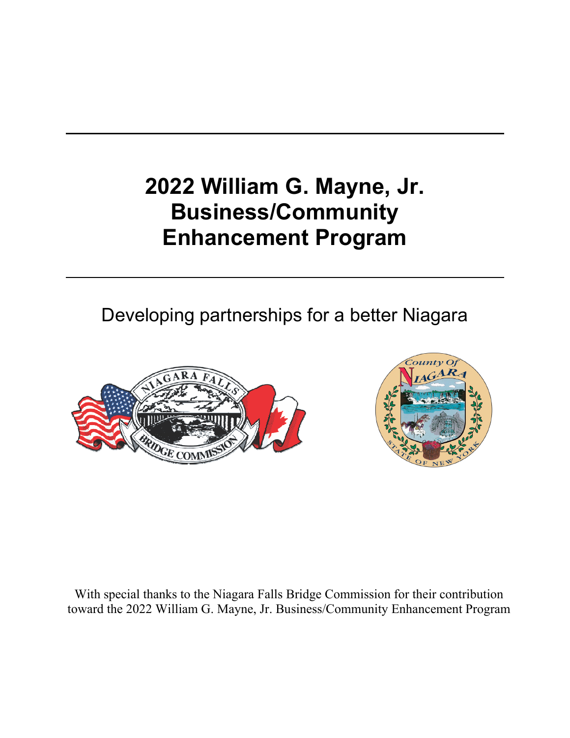# 2022 William G. Mayne, Jr. Business/Community Enhancement Program

Developing partnerships for a better Niagara

With special thanks to the Niagara Falls Bridge Commission for their contribution toward the 2022 William G. Mayne, Jr. Business/Community Enhancement Program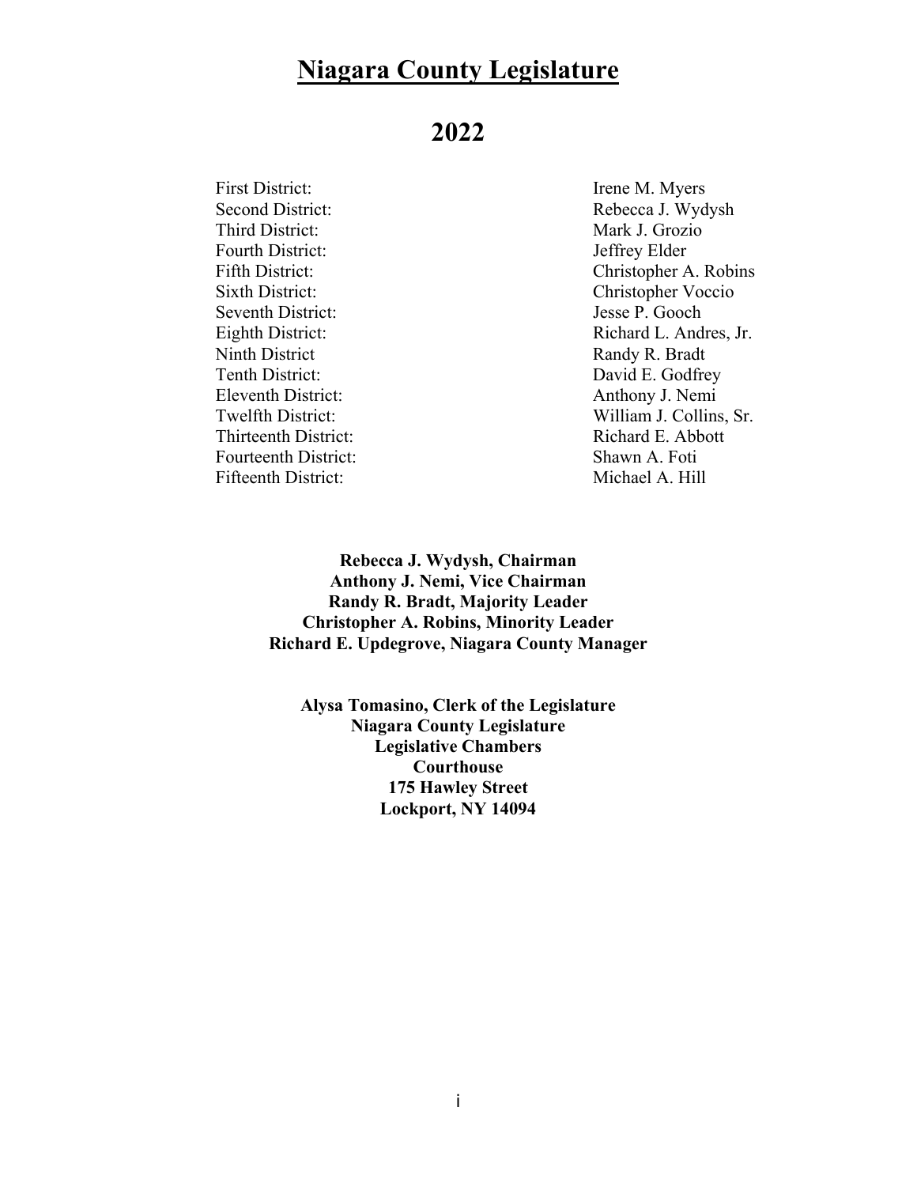# Niagara County Legislature

## 2022

| | |
|---|---|
| First District: | Irene M. Myers |
| Second District: | Rebecca J. Wydysh |
| Third District: | Mark J. Grozio |
| Fourth District: | Jeffrey Elder |
| Fifth District: | Christopher A. Robins |
| Sixth District: | Christopher Voccio |
| Seventh District: | Jesse P. Gooch |
| Eighth District: | Richard L. Andres, Jr. |
| Ninth District | Randy R. Bradt |
| Tenth District: | David E. Godfrey |
| Eleventh District: | Anthony J. Nemi |
| Twelfth District: | William J. Collins, Sr. |
| Thirteenth District: | Richard E. Abbott |
| Fourteenth District: | Shawn A. Foti |
| Fifteenth District: | Michael A. Hill |

**Rebecca J. Wydysh, Chairman**
**Anthony J. Nemi, Vice Chairman**
**Randy R. Bradt, Majority Leader**
**Christopher A. Robins, Minority Leader**
**Richard E. Updegrove, Niagara County Manager**

**Alysa Tomasino, Clerk of the Legislature**
**Niagara County Legislature**
**Legislative Chambers**
**Courthouse**
**175 Hawley Street**
**Lockport, NY 14094**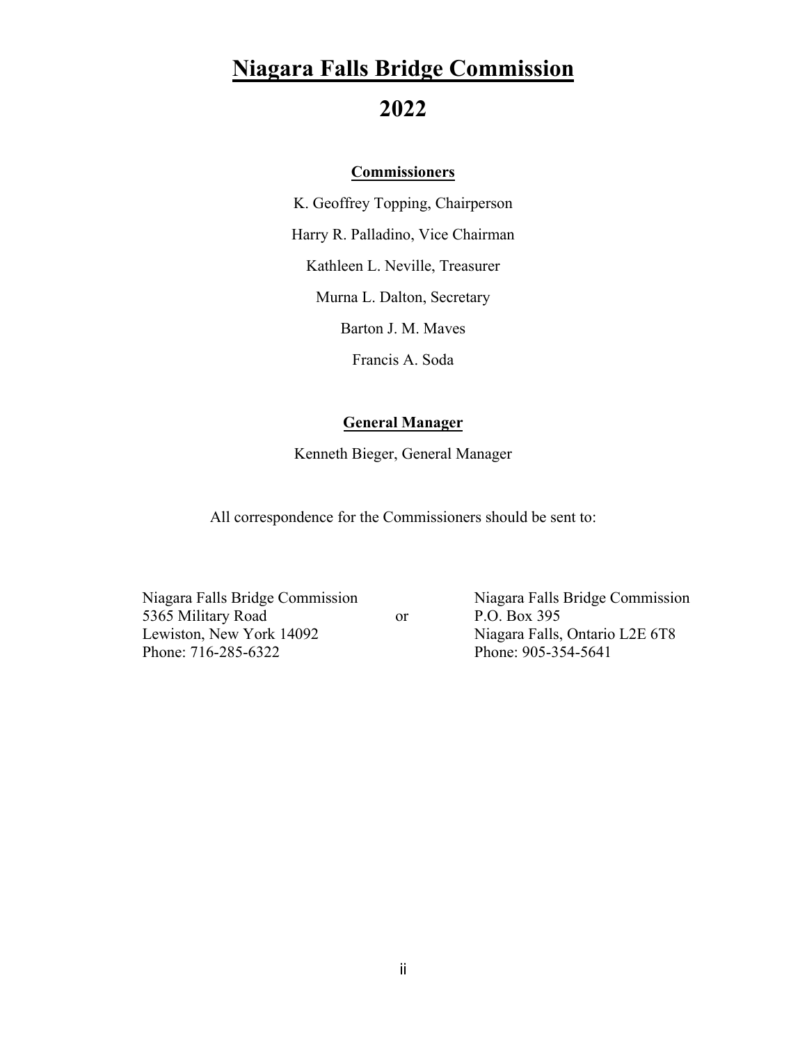# Niagara Falls Bridge Commission

# 2022

**Commissioners**

K. Geoffrey Topping, Chairperson

Harry R. Palladino, Vice Chairman

Kathleen L. Neville, Treasurer

Murna L. Dalton, Secretary

Barton J. M. Maves

Francis A. Soda

**General Manager**

Kenneth Bieger, General Manager

All correspondence for the Commissioners should be sent to:

Niagara Falls Bridge Commission
5365 Military Road
Lewiston, New York 14092
Phone: 716-285-6322

or

Niagara Falls Bridge Commission
P.O. Box 395
Niagara Falls, Ontario L2E 6T8
Phone: 905-354-5641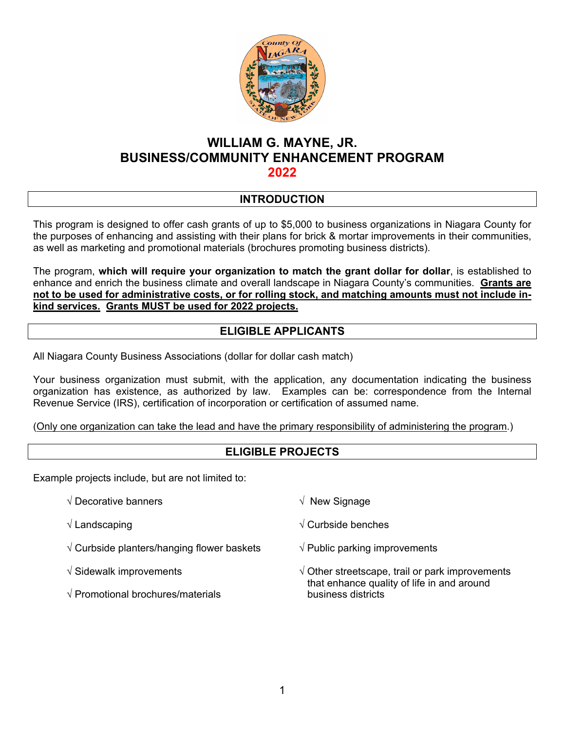# WILLIAM G. MAYNE, JR.
# BUSINESS/COMMUNITY ENHANCEMENT PROGRAM
# 2022

## INTRODUCTION

This program is designed to offer cash grants of up to $5,000 to business organizations in Niagara County for the purposes of enhancing and assisting with their plans for brick & mortar improvements in their communities, as well as marketing and promotional materials (brochures promoting business districts).

The program, **which will require your organization to match the grant dollar for dollar**, is established to enhance and enrich the business climate and overall landscape in Niagara County's communities. **Grants are not to be used for administrative costs, or for rolling stock, and matching amounts must not include in-kind services. Grants MUST be used for 2022 projects.**

## ELIGIBLE APPLICANTS

All Niagara County Business Associations (dollar for dollar cash match)

Your business organization must submit, with the application, any documentation indicating the business organization has existence, as authorized by law. Examples can be: correspondence from the Internal Revenue Service (IRS), certification of incorporation or certification of assumed name.

(Only one organization can take the lead and have the primary responsibility of administering the program.)

## ELIGIBLE PROJECTS

Example projects include, but are not limited to:

- √ Decorative banners
- √ Landscaping
- √ Curbside planters/hanging flower baskets
- √ Sidewalk improvements
- √ Promotional brochures/materials
- √ New Signage
- √ Curbside benches
- √ Public parking improvements
- √ Other streetscape, trail or park improvements that enhance quality of life in and around business districts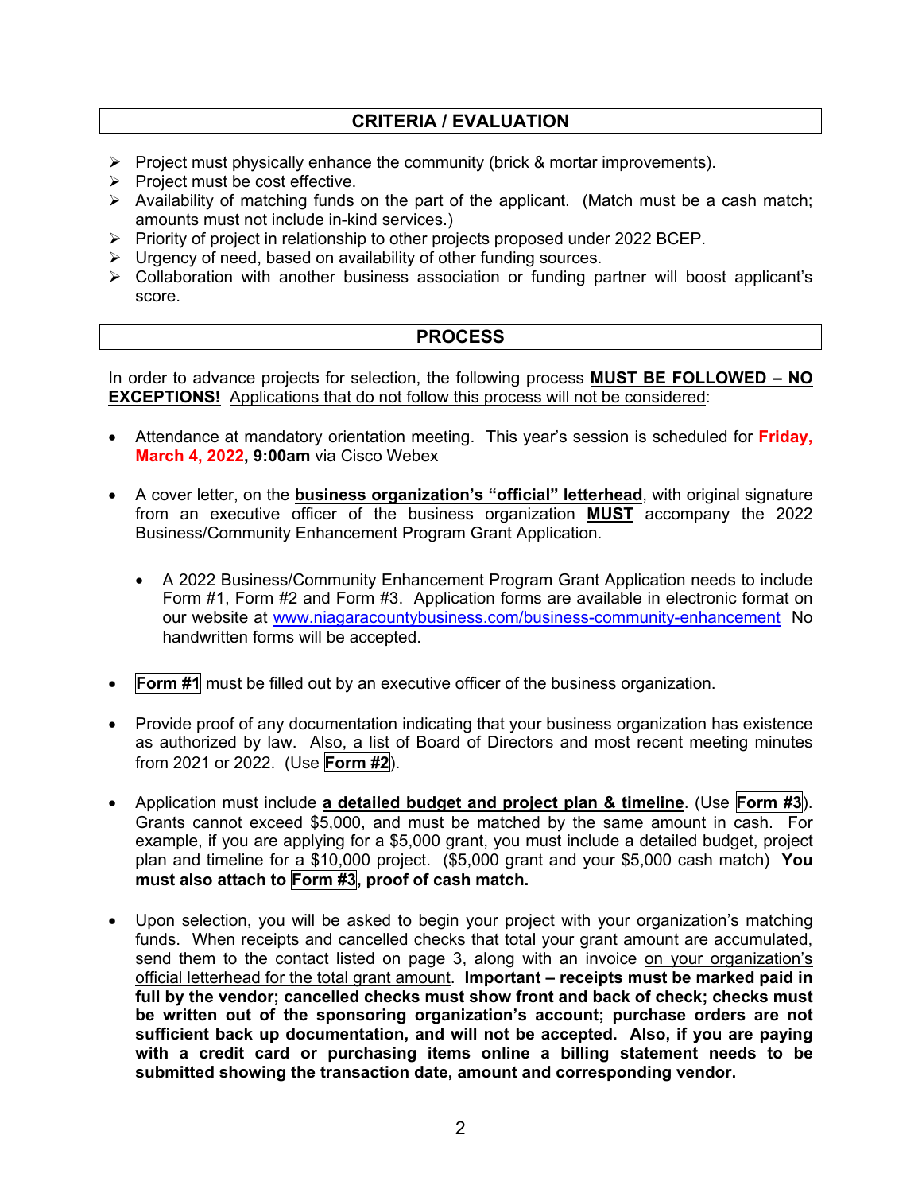## CRITERIA / EVALUATION

- Project must physically enhance the community (brick & mortar improvements).
- Project must be cost effective.
- Availability of matching funds on the part of the applicant. (Match must be a cash match; amounts must not include in-kind services.)
- Priority of project in relationship to other projects proposed under 2022 BCEP.
- Urgency of need, based on availability of other funding sources.
- Collaboration with another business association or funding partner will boost applicant's score.

## PROCESS

In order to advance projects for selection, the following process **MUST BE FOLLOWED – NO EXCEPTIONS!** Applications that do not follow this process will not be considered:

- Attendance at mandatory orientation meeting. This year's session is scheduled for **Friday, March 4, 2022, 9:00am** via Cisco Webex

- A cover letter, on the **business organization's "official" letterhead**, with original signature from an executive officer of the business organization **MUST** accompany the 2022 Business/Community Enhancement Program Grant Application.

  - A 2022 Business/Community Enhancement Program Grant Application needs to include Form #1, Form #2 and Form #3. Application forms are available in electronic format on our website at www.niagaracountybusiness.com/business-community-enhancement No handwritten forms will be accepted.

- **Form #1** must be filled out by an executive officer of the business organization.

- Provide proof of any documentation indicating that your business organization has existence as authorized by law. Also, a list of Board of Directors and most recent meeting minutes from 2021 or 2022. (Use **Form #2**).

- Application must include **a detailed budget and project plan & timeline**. (Use **Form #3**). Grants cannot exceed $5,000, and must be matched by the same amount in cash. For example, if you are applying for a $5,000 grant, you must include a detailed budget, project plan and timeline for a $10,000 project. ($5,000 grant and your $5,000 cash match) **You must also attach to Form #3, proof of cash match.**

- Upon selection, you will be asked to begin your project with your organization's matching funds. When receipts and cancelled checks that total your grant amount are accumulated, send them to the contact listed on page 3, along with an invoice on your organization's official letterhead for the total grant amount. **Important – receipts must be marked paid in full by the vendor; cancelled checks must show front and back of check; checks must be written out of the sponsoring organization's account; purchase orders are not sufficient back up documentation, and will not be accepted. Also, if you are paying with a credit card or purchasing items online a billing statement needs to be submitted showing the transaction date, amount and corresponding vendor.**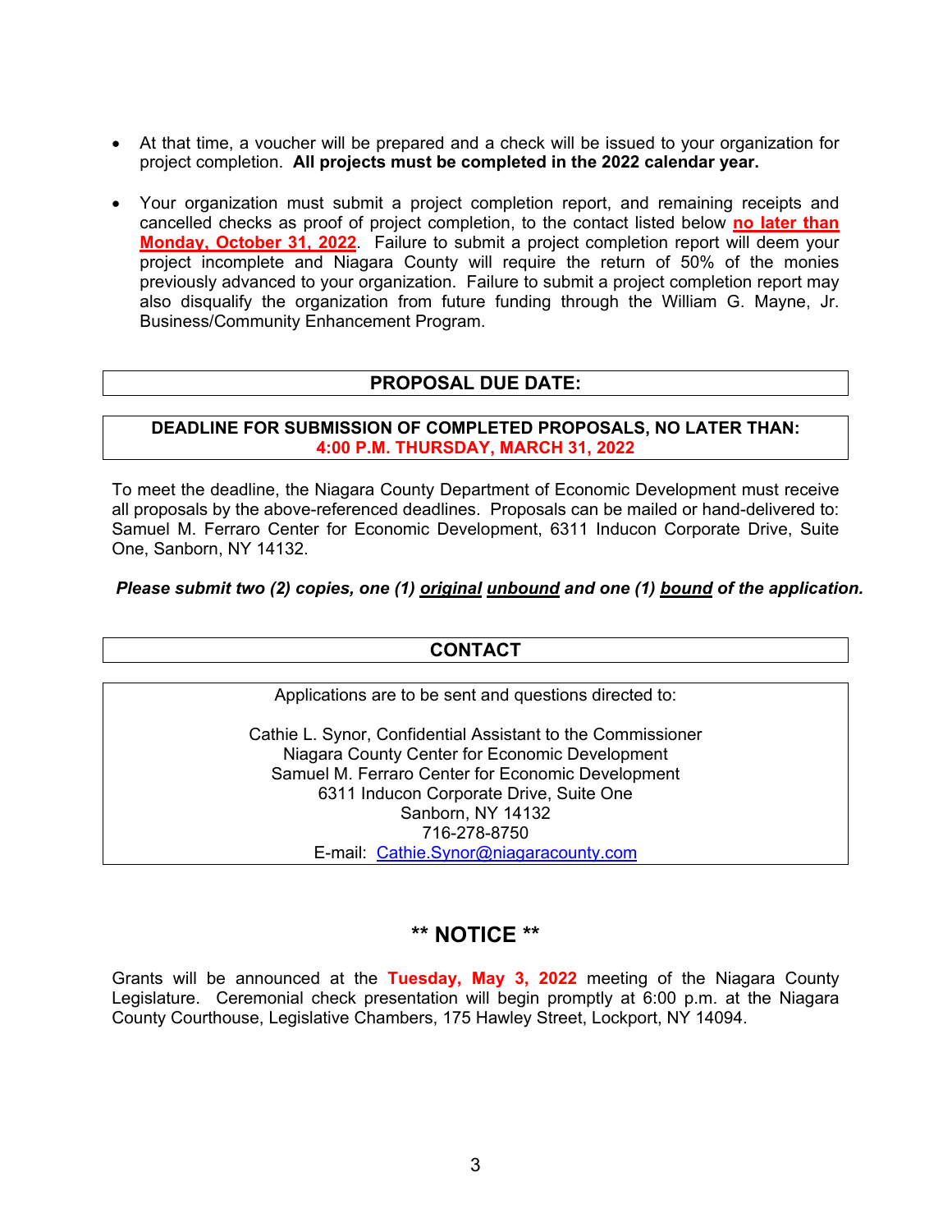- At that time, a voucher will be prepared and a check will be issued to your organization for project completion. **All projects must be completed in the 2022 calendar year.**

- Your organization must submit a project completion report, and remaining receipts and cancelled checks as proof of project completion, to the contact listed below **no later than Monday, October 31, 2022**. Failure to submit a project completion report will deem your project incomplete and Niagara County will require the return of 50% of the monies previously advanced to your organization. Failure to submit a project completion report may also disqualify the organization from future funding through the William G. Mayne, Jr. Business/Community Enhancement Program.

## PROPOSAL DUE DATE:

**DEADLINE FOR SUBMISSION OF COMPLETED PROPOSALS, NO LATER THAN:**
**4:00 P.M. THURSDAY, MARCH 31, 2022**

To meet the deadline, the Niagara County Department of Economic Development must receive all proposals by the above-referenced deadlines. Proposals can be mailed or hand-delivered to: Samuel M. Ferraro Center for Economic Development, 6311 Inducon Corporate Drive, Suite One, Sanborn, NY 14132.

***Please submit two (2) copies, one (1) original unbound and one (1) bound of the application.***

## CONTACT

Applications are to be sent and questions directed to:

Cathie L. Synor, Confidential Assistant to the Commissioner
Niagara County Center for Economic Development
Samuel M. Ferraro Center for Economic Development
6311 Inducon Corporate Drive, Suite One
Sanborn, NY 14132
716-278-8750
E-mail: Cathie.Synor@niagaracounty.com

## ** NOTICE **

Grants will be announced at the **Tuesday, May 3, 2022** meeting of the Niagara County Legislature. Ceremonial check presentation will begin promptly at 6:00 p.m. at the Niagara County Courthouse, Legislative Chambers, 175 Hawley Street, Lockport, NY 14094.